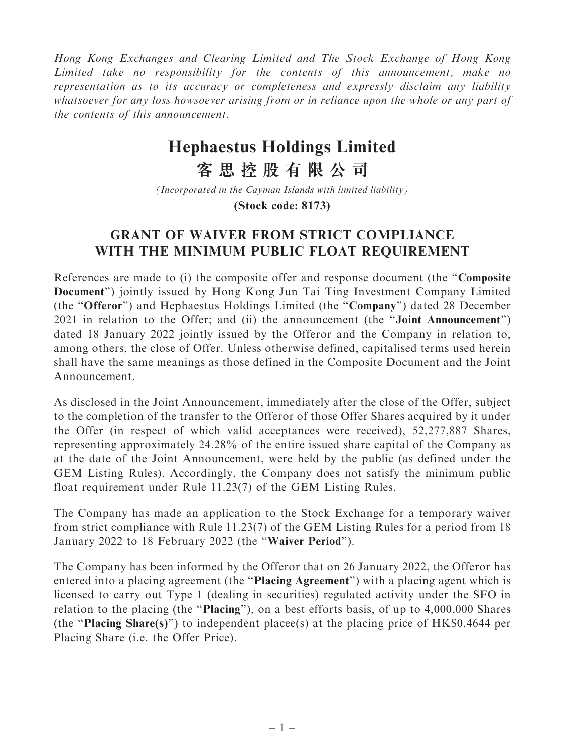*Hong Kong Exchanges and Clearing Limited and The Stock Exchange of Hong Kong Limited take no responsibility for the contents of this announcement, make no representation as to its accuracy or completeness and expressly disclaim any liability whatsoever for any loss howsoever arising from or in reliance upon the whole or any part of the contents of this announcement.*

# Hephaestus Holdings Limited
# 客思控股有限公司

*(Incorporated in the Cayman Islands with limited liability)*

**(Stock code: 8173)**

## GRANT OF WAIVER FROM STRICT COMPLIANCE WITH THE MINIMUM PUBLIC FLOAT REQUIREMENT

References are made to (i) the composite offer and response document (the "**Composite Document**") jointly issued by Hong Kong Jun Tai Ting Investment Company Limited (the "**Offeror**") and Hephaestus Holdings Limited (the "**Company**") dated 28 December 2021 in relation to the Offer; and (ii) the announcement (the "**Joint Announcement**") dated 18 January 2022 jointly issued by the Offeror and the Company in relation to, among others, the close of Offer. Unless otherwise defined, capitalised terms used herein shall have the same meanings as those defined in the Composite Document and the Joint Announcement.

As disclosed in the Joint Announcement, immediately after the close of the Offer, subject to the completion of the transfer to the Offeror of those Offer Shares acquired by it under the Offer (in respect of which valid acceptances were received), 52,277,887 Shares, representing approximately 24.28% of the entire issued share capital of the Company as at the date of the Joint Announcement, were held by the public (as defined under the GEM Listing Rules). Accordingly, the Company does not satisfy the minimum public float requirement under Rule 11.23(7) of the GEM Listing Rules.

The Company has made an application to the Stock Exchange for a temporary waiver from strict compliance with Rule 11.23(7) of the GEM Listing Rules for a period from 18 January 2022 to 18 February 2022 (the "**Waiver Period**").

The Company has been informed by the Offeror that on 26 January 2022, the Offeror has entered into a placing agreement (the "**Placing Agreement**") with a placing agent which is licensed to carry out Type 1 (dealing in securities) regulated activity under the SFO in relation to the placing (the "**Placing**"), on a best efforts basis, of up to 4,000,000 Shares (the "**Placing Share(s)**") to independent placee(s) at the placing price of HK$0.4644 per Placing Share (i.e. the Offer Price).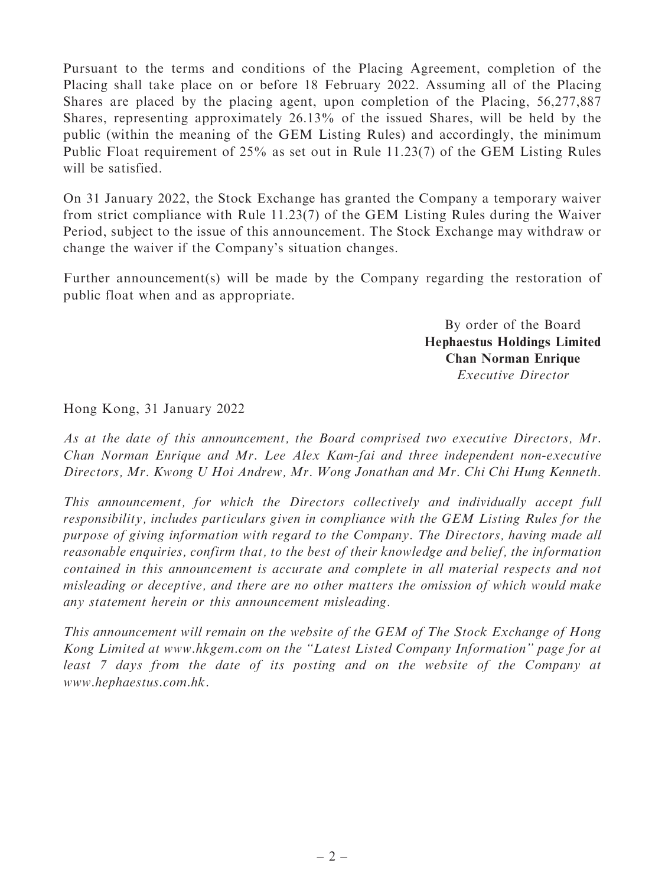Pursuant to the terms and conditions of the Placing Agreement, completion of the Placing shall take place on or before 18 February 2022. Assuming all of the Placing Shares are placed by the placing agent, upon completion of the Placing, 56,277,887 Shares, representing approximately 26.13% of the issued Shares, will be held by the public (within the meaning of the GEM Listing Rules) and accordingly, the minimum Public Float requirement of 25% as set out in Rule 11.23(7) of the GEM Listing Rules will be satisfied.

On 31 January 2022, the Stock Exchange has granted the Company a temporary waiver from strict compliance with Rule 11.23(7) of the GEM Listing Rules during the Waiver Period, subject to the issue of this announcement. The Stock Exchange may withdraw or change the waiver if the Company's situation changes.

Further announcement(s) will be made by the Company regarding the restoration of public float when and as appropriate.

By order of the Board
**Hephaestus Holdings Limited**
**Chan Norman Enrique**
*Executive Director*

Hong Kong, 31 January 2022

*As at the date of this announcement, the Board comprised two executive Directors, Mr. Chan Norman Enrique and Mr. Lee Alex Kam-fai and three independent non-executive Directors, Mr. Kwong U Hoi Andrew, Mr. Wong Jonathan and Mr. Chi Chi Hung Kenneth.*

*This announcement, for which the Directors collectively and individually accept full responsibility, includes particulars given in compliance with the GEM Listing Rules for the purpose of giving information with regard to the Company. The Directors, having made all reasonable enquiries, confirm that, to the best of their knowledge and belief, the information contained in this announcement is accurate and complete in all material respects and not misleading or deceptive, and there are no other matters the omission of which would make any statement herein or this announcement misleading.*

*This announcement will remain on the website of the GEM of The Stock Exchange of Hong Kong Limited at www.hkgem.com on the "Latest Listed Company Information" page for at least 7 days from the date of its posting and on the website of the Company at www.hephaestus.com.hk.*